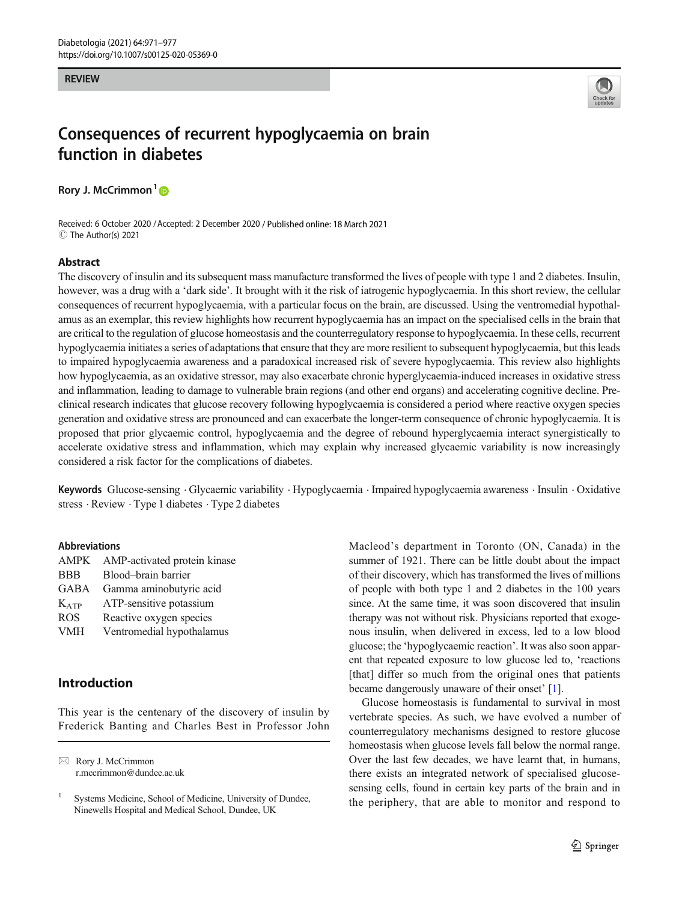REVIEW

# Consequences of recurrent hypoglycaemia on brain function in diabetes

**Rory J. McCrimmon**[1]

Received: 6 October 2020 / Accepted: 2 December 2020 / Published online: 18 March 2021
© The Author(s) 2021

## Abstract

The discovery of insulin and its subsequent mass manufacture transformed the lives of people with type 1 and 2 diabetes. Insulin, however, was a drug with a 'dark side'. It brought with it the risk of iatrogenic hypoglycaemia. In this short review, the cellular consequences of recurrent hypoglycaemia, with a particular focus on the brain, are discussed. Using the ventromedial hypothalamus as an exemplar, this review highlights how recurrent hypoglycaemia has an impact on the specialised cells in the brain that are critical to the regulation of glucose homeostasis and the counterregulatory response to hypoglycaemia. In these cells, recurrent hypoglycaemia initiates a series of adaptations that ensure that they are more resilient to subsequent hypoglycaemia, but this leads to impaired hypoglycaemia awareness and a paradoxical increased risk of severe hypoglycaemia. This review also highlights how hypoglycaemia, as an oxidative stressor, may also exacerbate chronic hyperglycaemia-induced increases in oxidative stress and inflammation, leading to damage to vulnerable brain regions (and other end organs) and accelerating cognitive decline. Preclinical research indicates that glucose recovery following hypoglycaemia is considered a period where reactive oxygen species generation and oxidative stress are pronounced and can exacerbate the longer-term consequence of chronic hypoglycaemia. It is proposed that prior glycaemic control, hypoglycaemia and the degree of rebound hyperglycaemia interact synergistically to accelerate oxidative stress and inflammation, which may explain why increased glycaemic variability is now increasingly considered a risk factor for the complications of diabetes.

**Keywords** Glucose-sensing · Glycaemic variability · Hypoglycaemia · Impaired hypoglycaemia awareness · Insulin · Oxidative stress · Review · Type 1 diabetes · Type 2 diabetes

### Abbreviations

| | |
|---|---|
| AMPK | AMP-activated protein kinase |
| BBB | Blood–brain barrier |
| GABA | Gamma aminobutyric acid |
| $K_{ATP}$ | ATP-sensitive potassium |
| ROS | Reactive oxygen species |
| VMH | Ventromedial hypothalamus |

## Introduction

This year is the centenary of the discovery of insulin by Frederick Banting and Charles Best in Professor John Macleod's department in Toronto (ON, Canada) in the summer of 1921. There can be little doubt about the impact of their discovery, which has transformed the lives of millions of people with both type 1 and 2 diabetes in the 100 years since. At the same time, it was soon discovered that insulin therapy was not without risk. Physicians reported that exogenous insulin, when delivered in excess, led to a low blood glucose; the 'hypoglycaemic reaction'. It was also soon apparent that repeated exposure to low glucose led to, 'reactions [that] differ so much from the original ones that patients became dangerously unaware of their onset' [1].

Glucose homeostasis is fundamental to survival in most vertebrate species. As such, we have evolved a number of counterregulatory mechanisms designed to restore glucose homeostasis when glucose levels fall below the normal range. Over the last few decades, we have learnt that, in humans, there exists an integrated network of specialised glucose-sensing cells, found in certain key parts of the brain and in the periphery, that are able to monitor and respond to

✉ Rory J. McCrimmon
r.mccrimmon@dundee.ac.uk

[1] Systems Medicine, School of Medicine, University of Dundee, Ninewells Hospital and Medical School, Dundee, UK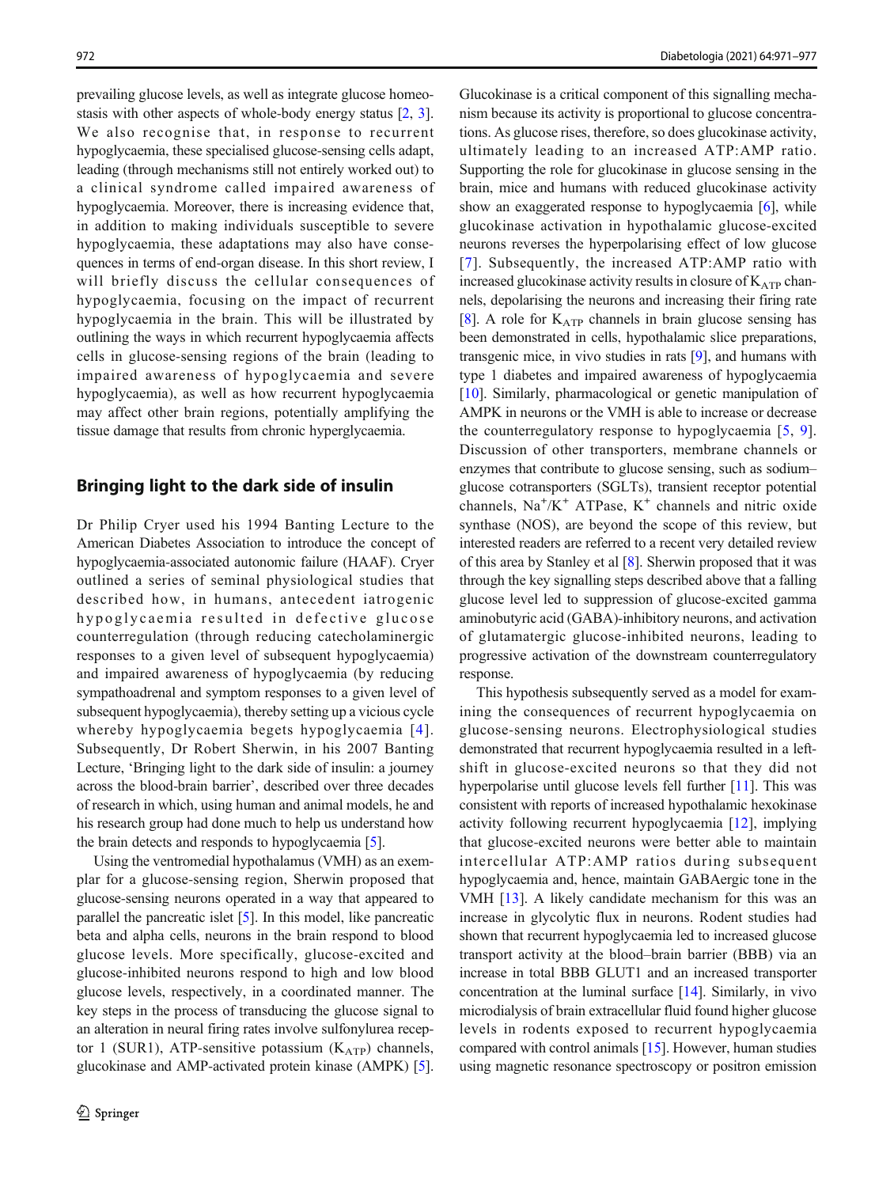prevailing glucose levels, as well as integrate glucose homeostasis with other aspects of whole-body energy status [2, 3]. We also recognise that, in response to recurrent hypoglycaemia, these specialised glucose-sensing cells adapt, leading (through mechanisms still not entirely worked out) to a clinical syndrome called impaired awareness of hypoglycaemia. Moreover, there is increasing evidence that, in addition to making individuals susceptible to severe hypoglycaemia, these adaptations may also have consequences in terms of end-organ disease. In this short review, I will briefly discuss the cellular consequences of hypoglycaemia, focusing on the impact of recurrent hypoglycaemia in the brain. This will be illustrated by outlining the ways in which recurrent hypoglycaemia affects cells in glucose-sensing regions of the brain (leading to impaired awareness of hypoglycaemia and severe hypoglycaemia), as well as how recurrent hypoglycaemia may affect other brain regions, potentially amplifying the tissue damage that results from chronic hyperglycaemia.

## Bringing light to the dark side of insulin

Dr Philip Cryer used his 1994 Banting Lecture to the American Diabetes Association to introduce the concept of hypoglycaemia-associated autonomic failure (HAAF). Cryer outlined a series of seminal physiological studies that described how, in humans, antecedent iatrogenic hypoglycaemia resulted in defective glucose counterregulation (through reducing catecholaminergic responses to a given level of subsequent hypoglycaemia) and impaired awareness of hypoglycaemia (by reducing sympathoadrenal and symptom responses to a given level of subsequent hypoglycaemia), thereby setting up a vicious cycle whereby hypoglycaemia begets hypoglycaemia [4]. Subsequently, Dr Robert Sherwin, in his 2007 Banting Lecture, 'Bringing light to the dark side of insulin: a journey across the blood-brain barrier', described over three decades of research in which, using human and animal models, he and his research group had done much to help us understand how the brain detects and responds to hypoglycaemia [5].

Using the ventromedial hypothalamus (VMH) as an exemplar for a glucose-sensing region, Sherwin proposed that glucose-sensing neurons operated in a way that appeared to parallel the pancreatic islet [5]. In this model, like pancreatic beta and alpha cells, neurons in the brain respond to blood glucose levels. More specifically, glucose-excited and glucose-inhibited neurons respond to high and low blood glucose levels, respectively, in a coordinated manner. The key steps in the process of transducing the glucose signal to an alteration in neural firing rates involve sulfonylurea receptor 1 (SUR1), ATP-sensitive potassium ($K_{ATP}$) channels, glucokinase and AMP-activated protein kinase (AMPK) [5]. Glucokinase is a critical component of this signalling mechanism because its activity is proportional to glucose concentrations. As glucose rises, therefore, so does glucokinase activity, ultimately leading to an increased ATP:AMP ratio. Supporting the role for glucokinase in glucose sensing in the brain, mice and humans with reduced glucokinase activity show an exaggerated response to hypoglycaemia [6], while glucokinase activation in hypothalamic glucose-excited neurons reverses the hyperpolarising effect of low glucose [7]. Subsequently, the increased ATP:AMP ratio with increased glucokinase activity results in closure of $K_{ATP}$ channels, depolarising the neurons and increasing their firing rate [8]. A role for $K_{ATP}$ channels in brain glucose sensing has been demonstrated in cells, hypothalamic slice preparations, transgenic mice, in vivo studies in rats [9], and humans with type 1 diabetes and impaired awareness of hypoglycaemia [10]. Similarly, pharmacological or genetic manipulation of AMPK in neurons or the VMH is able to increase or decrease the counterregulatory response to hypoglycaemia [5, 9]. Discussion of other transporters, membrane channels or enzymes that contribute to glucose sensing, such as sodium–glucose cotransporters (SGLTs), transient receptor potential channels, $Na^+/K^+$ ATPase, $K^+$ channels and nitric oxide synthase (NOS), are beyond the scope of this review, but interested readers are referred to a recent very detailed review of this area by Stanley et al [8]. Sherwin proposed that it was through the key signalling steps described above that a falling glucose level led to suppression of glucose-excited gamma aminobutyric acid (GABA)-inhibitory neurons, and activation of glutamatergic glucose-inhibited neurons, leading to progressive activation of the downstream counterregulatory response.

This hypothesis subsequently served as a model for examining the consequences of recurrent hypoglycaemia on glucose-sensing neurons. Electrophysiological studies demonstrated that recurrent hypoglycaemia resulted in a left-shift in glucose-excited neurons so that they did not hyperpolarise until glucose levels fell further [11]. This was consistent with reports of increased hypothalamic hexokinase activity following recurrent hypoglycaemia [12], implying that glucose-excited neurons were better able to maintain intercellular ATP:AMP ratios during subsequent hypoglycaemia and, hence, maintain GABAergic tone in the VMH [13]. A likely candidate mechanism for this was an increase in glycolytic flux in neurons. Rodent studies had shown that recurrent hypoglycaemia led to increased glucose transport activity at the blood–brain barrier (BBB) via an increase in total BBB GLUT1 and an increased transporter concentration at the luminal surface [14]. Similarly, in vivo microdialysis of brain extracellular fluid found higher glucose levels in rodents exposed to recurrent hypoglycaemia compared with control animals [15]. However, human studies using magnetic resonance spectroscopy or positron emission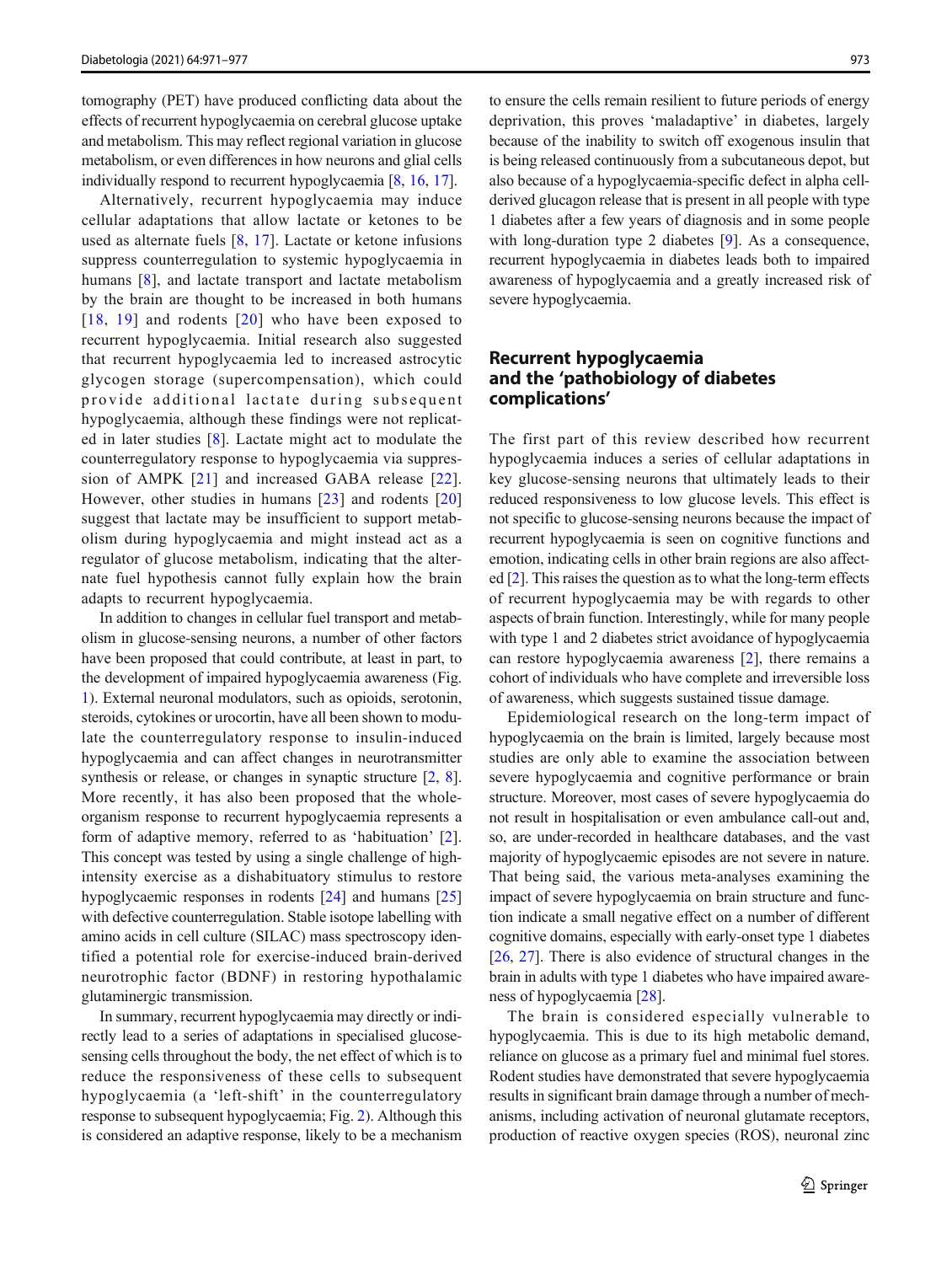tomography (PET) have produced conflicting data about the effects of recurrent hypoglycaemia on cerebral glucose uptake and metabolism. This may reflect regional variation in glucose metabolism, or even differences in how neurons and glial cells individually respond to recurrent hypoglycaemia [8, 16, 17].

Alternatively, recurrent hypoglycaemia may induce cellular adaptations that allow lactate or ketones to be used as alternate fuels [8, 17]. Lactate or ketone infusions suppress counterregulation to systemic hypoglycaemia in humans [8], and lactate transport and lactate metabolism by the brain are thought to be increased in both humans [18, 19] and rodents [20] who have been exposed to recurrent hypoglycaemia. Initial research also suggested that recurrent hypoglycaemia led to increased astrocytic glycogen storage (supercompensation), which could provide additional lactate during subsequent hypoglycaemia, although these findings were not replicated in later studies [8]. Lactate might act to modulate the counterregulatory response to hypoglycaemia via suppression of AMPK [21] and increased GABA release [22]. However, other studies in humans [23] and rodents [20] suggest that lactate may be insufficient to support metabolism during hypoglycaemia and might instead act as a regulator of glucose metabolism, indicating that the alternate fuel hypothesis cannot fully explain how the brain adapts to recurrent hypoglycaemia.

In addition to changes in cellular fuel transport and metabolism in glucose-sensing neurons, a number of other factors have been proposed that could contribute, at least in part, to the development of impaired hypoglycaemia awareness (Fig. 1). External neuronal modulators, such as opioids, serotonin, steroids, cytokines or urocortin, have all been shown to modulate the counterregulatory response to insulin-induced hypoglycaemia and can affect changes in neurotransmitter synthesis or release, or changes in synaptic structure [2, 8]. More recently, it has also been proposed that the whole-organism response to recurrent hypoglycaemia represents a form of adaptive memory, referred to as 'habituation' [2]. This concept was tested by using a single challenge of high-intensity exercise as a dishabituatory stimulus to restore hypoglycaemic responses in rodents [24] and humans [25] with defective counterregulation. Stable isotope labelling with amino acids in cell culture (SILAC) mass spectroscopy identified a potential role for exercise-induced brain-derived neurotrophic factor (BDNF) in restoring hypothalamic glutaminergic transmission.

In summary, recurrent hypoglycaemia may directly or indirectly lead to a series of adaptations in specialised glucose-sensing cells throughout the body, the net effect of which is to reduce the responsiveness of these cells to subsequent hypoglycaemia (a 'left-shift' in the counterregulatory response to subsequent hypoglycaemia; Fig. 2). Although this is considered an adaptive response, likely to be a mechanism to ensure the cells remain resilient to future periods of energy deprivation, this proves 'maladaptive' in diabetes, largely because of the inability to switch off exogenous insulin that is being released continuously from a subcutaneous depot, but also because of a hypoglycaemia-specific defect in alpha cell-derived glucagon release that is present in all people with type 1 diabetes after a few years of diagnosis and in some people with long-duration type 2 diabetes [9]. As a consequence, recurrent hypoglycaemia in diabetes leads both to impaired awareness of hypoglycaemia and a greatly increased risk of severe hypoglycaemia.

## Recurrent hypoglycaemia and the 'pathobiology of diabetes complications'

The first part of this review described how recurrent hypoglycaemia induces a series of cellular adaptations in key glucose-sensing neurons that ultimately leads to their reduced responsiveness to low glucose levels. This effect is not specific to glucose-sensing neurons because the impact of recurrent hypoglycaemia is seen on cognitive functions and emotion, indicating cells in other brain regions are also affected [2]. This raises the question as to what the long-term effects of recurrent hypoglycaemia may be with regards to other aspects of brain function. Interestingly, while for many people with type 1 and 2 diabetes strict avoidance of hypoglycaemia can restore hypoglycaemia awareness [2], there remains a cohort of individuals who have complete and irreversible loss of awareness, which suggests sustained tissue damage.

Epidemiological research on the long-term impact of hypoglycaemia on the brain is limited, largely because most studies are only able to examine the association between severe hypoglycaemia and cognitive performance or brain structure. Moreover, most cases of severe hypoglycaemia do not result in hospitalisation or even ambulance call-out and, so, are under-recorded in healthcare databases, and the vast majority of hypoglycaemic episodes are not severe in nature. That being said, the various meta-analyses examining the impact of severe hypoglycaemia on brain structure and function indicate a small negative effect on a number of different cognitive domains, especially with early-onset type 1 diabetes [26, 27]. There is also evidence of structural changes in the brain in adults with type 1 diabetes who have impaired awareness of hypoglycaemia [28].

The brain is considered especially vulnerable to hypoglycaemia. This is due to its high metabolic demand, reliance on glucose as a primary fuel and minimal fuel stores. Rodent studies have demonstrated that severe hypoglycaemia results in significant brain damage through a number of mechanisms, including activation of neuronal glutamate receptors, production of reactive oxygen species (ROS), neuronal zinc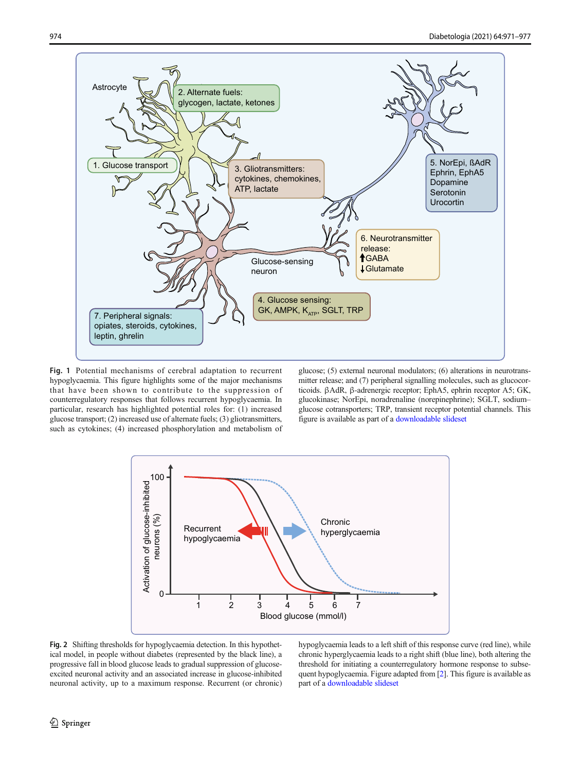**Fig. 1** Potential mechanisms of cerebral adaptation to recurrent hypoglycaemia. This figure highlights some of the major mechanisms that have been shown to contribute to the suppression of counterregulatory responses that follows recurrent hypoglycaemia. In particular, research has highlighted potential roles for: (1) increased glucose transport; (2) increased use of alternate fuels; (3) gliotransmitters, such as cytokines; (4) increased phosphorylation and metabolism of glucose; (5) external neuronal modulators; (6) alterations in neurotransmitter release; and (7) peripheral signalling molecules, such as glucocorticoids. βAdR, β-adrenergic receptor; EphA5, ephrin receptor A5; GK, glucokinase; NorEpi, noradrenaline (norepinephrine); SGLT, sodium–glucose cotransporters; TRP, transient receptor potential channels. This figure is available as part of a downloadable slideset

**Fig. 2** Shifting thresholds for hypoglycaemia detection. In this hypothetical model, in people without diabetes (represented by the black line), a progressive fall in blood glucose leads to gradual suppression of glucose-excited neuronal activity and an associated increase in glucose-inhibited neuronal activity, up to a maximum response. Recurrent (or chronic) hypoglycaemia leads to a left shift of this response curve (red line), while chronic hyperglycaemia leads to a right shift (blue line), both altering the threshold for initiating a counterregulatory hormone response to subsequent hypoglycaemia. Figure adapted from [2]. This figure is available as part of a downloadable slideset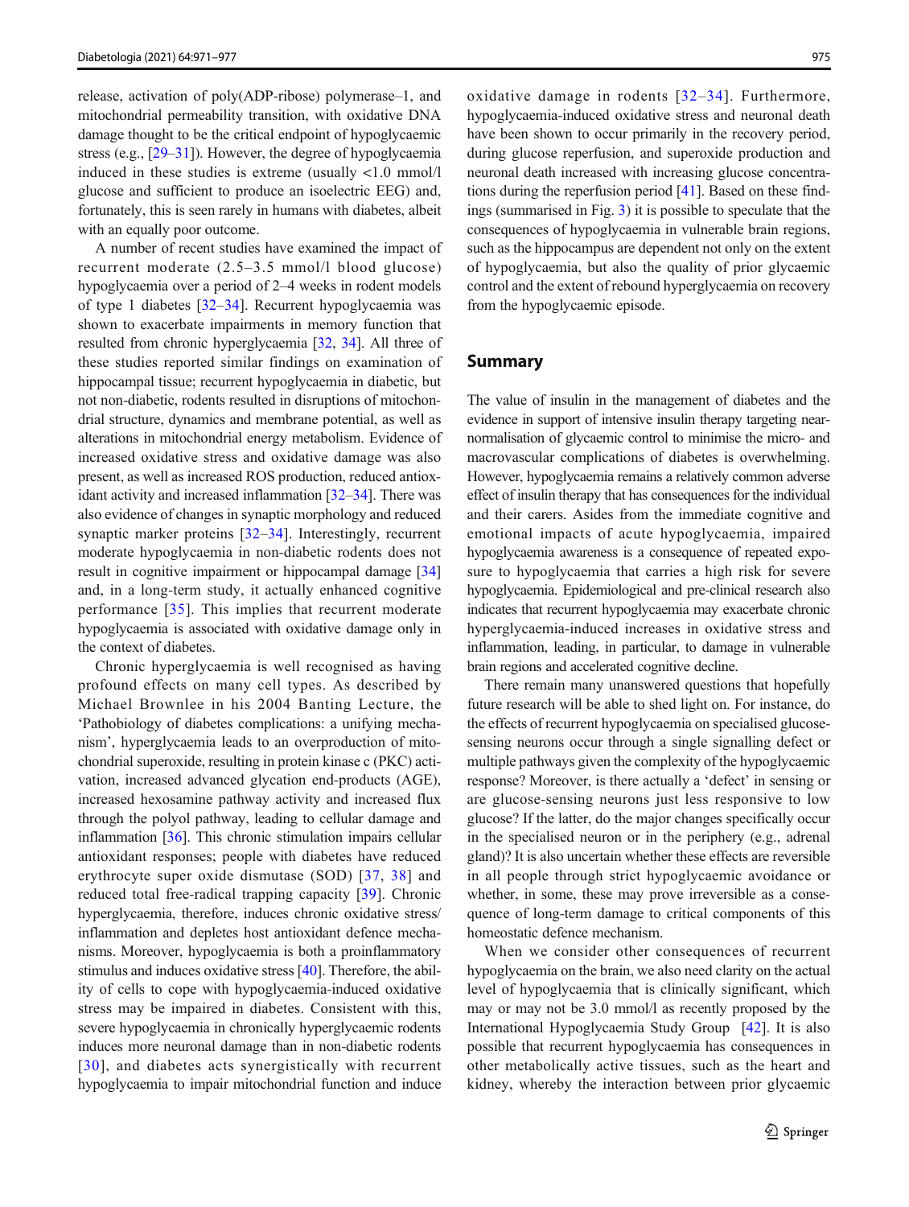release, activation of poly(ADP-ribose) polymerase–1, and mitochondrial permeability transition, with oxidative DNA damage thought to be the critical endpoint of hypoglycaemic stress (e.g., [29–31]). However, the degree of hypoglycaemia induced in these studies is extreme (usually <1.0 mmol/l glucose and sufficient to produce an isoelectric EEG) and, fortunately, this is seen rarely in humans with diabetes, albeit with an equally poor outcome.

A number of recent studies have examined the impact of recurrent moderate (2.5–3.5 mmol/l blood glucose) hypoglycaemia over a period of 2–4 weeks in rodent models of type 1 diabetes [32–34]. Recurrent hypoglycaemia was shown to exacerbate impairments in memory function that resulted from chronic hyperglycaemia [32, 34]. All three of these studies reported similar findings on examination of hippocampal tissue; recurrent hypoglycaemia in diabetic, but not non-diabetic, rodents resulted in disruptions of mitochondrial structure, dynamics and membrane potential, as well as alterations in mitochondrial energy metabolism. Evidence of increased oxidative stress and oxidative damage was also present, as well as increased ROS production, reduced antioxidant activity and increased inflammation [32–34]. There was also evidence of changes in synaptic morphology and reduced synaptic marker proteins [32–34]. Interestingly, recurrent moderate hypoglycaemia in non-diabetic rodents does not result in cognitive impairment or hippocampal damage [34] and, in a long-term study, it actually enhanced cognitive performance [35]. This implies that recurrent moderate hypoglycaemia is associated with oxidative damage only in the context of diabetes.

Chronic hyperglycaemia is well recognised as having profound effects on many cell types. As described by Michael Brownlee in his 2004 Banting Lecture, the 'Pathobiology of diabetes complications: a unifying mechanism', hyperglycaemia leads to an overproduction of mitochondrial superoxide, resulting in protein kinase c (PKC) activation, increased advanced glycation end-products (AGE), increased hexosamine pathway activity and increased flux through the polyol pathway, leading to cellular damage and inflammation [36]. This chronic stimulation impairs cellular antioxidant responses; people with diabetes have reduced erythrocyte super oxide dismutase (SOD) [37, 38] and reduced total free-radical trapping capacity [39]. Chronic hyperglycaemia, therefore, induces chronic oxidative stress/inflammation and depletes host antioxidant defence mechanisms. Moreover, hypoglycaemia is both a proinflammatory stimulus and induces oxidative stress [40]. Therefore, the ability of cells to cope with hypoglycaemia-induced oxidative stress may be impaired in diabetes. Consistent with this, severe hypoglycaemia in chronically hyperglycaemic rodents induces more neuronal damage than in non-diabetic rodents [30], and diabetes acts synergistically with recurrent hypoglycaemia to impair mitochondrial function and induce oxidative damage in rodents [32–34]. Furthermore, hypoglycaemia-induced oxidative stress and neuronal death have been shown to occur primarily in the recovery period, during glucose reperfusion, and superoxide production and neuronal death increased with increasing glucose concentrations during the reperfusion period [41]. Based on these findings (summarised in Fig. 3) it is possible to speculate that the consequences of hypoglycaemia in vulnerable brain regions, such as the hippocampus are dependent not only on the extent of hypoglycaemia, but also the quality of prior glycaemic control and the extent of rebound hyperglycaemia on recovery from the hypoglycaemic episode.

## Summary

The value of insulin in the management of diabetes and the evidence in support of intensive insulin therapy targeting near-normalisation of glycaemic control to minimise the micro- and macrovascular complications of diabetes is overwhelming. However, hypoglycaemia remains a relatively common adverse effect of insulin therapy that has consequences for the individual and their carers. Asides from the immediate cognitive and emotional impacts of acute hypoglycaemia, impaired hypoglycaemia awareness is a consequence of repeated exposure to hypoglycaemia that carries a high risk for severe hypoglycaemia. Epidemiological and pre-clinical research also indicates that recurrent hypoglycaemia may exacerbate chronic hyperglycaemia-induced increases in oxidative stress and inflammation, leading, in particular, to damage in vulnerable brain regions and accelerated cognitive decline.

There remain many unanswered questions that hopefully future research will be able to shed light on. For instance, do the effects of recurrent hypoglycaemia on specialised glucose-sensing neurons occur through a single signalling defect or multiple pathways given the complexity of the hypoglycaemic response? Moreover, is there actually a 'defect' in sensing or are glucose-sensing neurons just less responsive to low glucose? If the latter, do the major changes specifically occur in the specialised neuron or in the periphery (e.g., adrenal gland)? It is also uncertain whether these effects are reversible in all people through strict hypoglycaemic avoidance or whether, in some, these may prove irreversible as a consequence of long-term damage to critical components of this homeostatic defence mechanism.

When we consider other consequences of recurrent hypoglycaemia on the brain, we also need clarity on the actual level of hypoglycaemia that is clinically significant, which may or may not be 3.0 mmol/l as recently proposed by the International Hypoglycaemia Study Group [42]. It is also possible that recurrent hypoglycaemia has consequences in other metabolically active tissues, such as the heart and kidney, whereby the interaction between prior glycaemic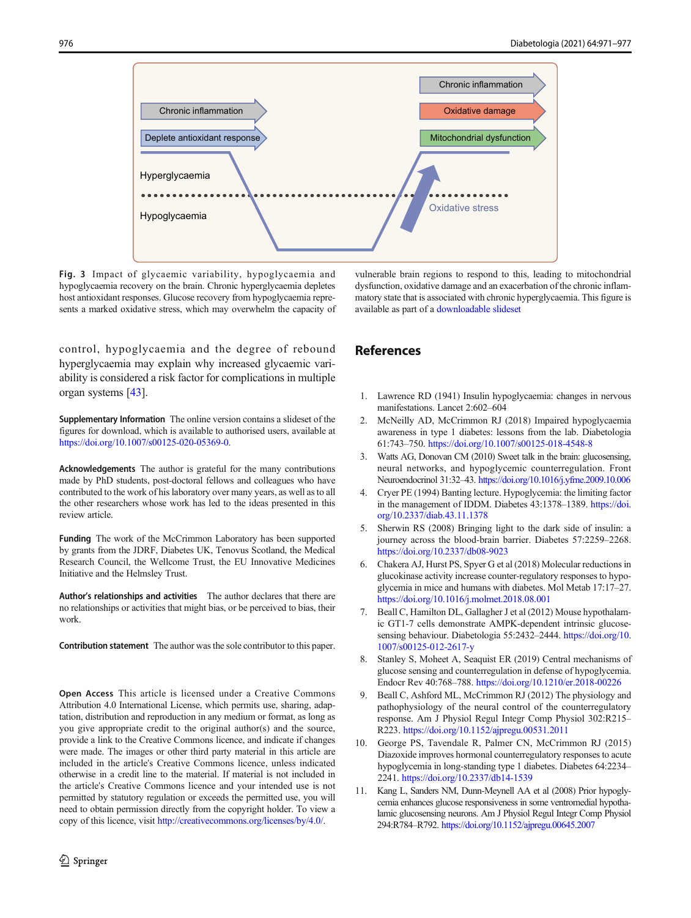Fig. 3 Impact of glycaemic variability, hypoglycaemia and hypoglycaemia recovery on the brain. Chronic hyperglycaemia depletes host antioxidant responses. Glucose recovery from hypoglycaemia represents a marked oxidative stress, which may overwhelm the capacity of vulnerable brain regions to respond to this, leading to mitochondrial dysfunction, oxidative damage and an exacerbation of the chronic inflammatory state that is associated with chronic hyperglycaemia. This figure is available as part of a downloadable slideset

control, hypoglycaemia and the degree of rebound hyperglycaemia may explain why increased glycaemic variability is considered a risk factor for complications in multiple organ systems [43].

**Supplementary Information** The online version contains a slideset of the figures for download, which is available to authorised users, available at https://doi.org/10.1007/s00125-020-05369-0.

**Acknowledgements** The author is grateful for the many contributions made by PhD students, post-doctoral fellows and colleagues who have contributed to the work of his laboratory over many years, as well as to all the other researchers whose work has led to the ideas presented in this review article.

**Funding** The work of the McCrimmon Laboratory has been supported by grants from the JDRF, Diabetes UK, Tenovus Scotland, the Medical Research Council, the Wellcome Trust, the EU Innovative Medicines Initiative and the Helmsley Trust.

**Author's relationships and activities** The author declares that there are no relationships or activities that might bias, or be perceived to bias, their work.

**Contribution statement** The author was the sole contributor to this paper.

**Open Access** This article is licensed under a Creative Commons Attribution 4.0 International License, which permits use, sharing, adaptation, distribution and reproduction in any medium or format, as long as you give appropriate credit to the original author(s) and the source, provide a link to the Creative Commons licence, and indicate if changes were made. The images or other third party material in this article are included in the article's Creative Commons licence, unless indicated otherwise in a credit line to the material. If material is not included in the article's Creative Commons licence and your intended use is not permitted by statutory regulation or exceeds the permitted use, you will need to obtain permission directly from the copyright holder. To view a copy of this licence, visit http://creativecommons.org/licenses/by/4.0/.

## References

1. Lawrence RD (1941) Insulin hypoglycaemia: changes in nervous manifestations. Lancet 2:602–604
2. McNeilly AD, McCrimmon RJ (2018) Impaired hypoglycaemia awareness in type 1 diabetes: lessons from the lab. Diabetologia 61:743–750. https://doi.org/10.1007/s00125-018-4548-8
3. Watts AG, Donovan CM (2010) Sweet talk in the brain: glucosensing, neural networks, and hypoglycemic counterregulation. Front Neuroendocrinol 31:32–43. https://doi.org/10.1016/j.yfrne.2009.10.006
4. Cryer PE (1994) Banting lecture. Hypoglycemia: the limiting factor in the management of IDDM. Diabetes 43:1378–1389. https://doi.org/10.2337/diab.43.11.1378
5. Sherwin RS (2008) Bringing light to the dark side of insulin: a journey across the blood-brain barrier. Diabetes 57:2259–2268. https://doi.org/10.2337/db08-9023
6. Chakera AJ, Hurst PS, Spyer G et al (2018) Molecular reductions in glucokinase activity increase counter-regulatory responses to hypoglycemia in mice and humans with diabetes. Mol Metab 17:17–27. https://doi.org/10.1016/j.molmet.2018.08.001
7. Beall C, Hamilton DL, Gallagher J et al (2012) Mouse hypothalamic GT1-7 cells demonstrate AMPK-dependent intrinsic glucose-sensing behaviour. Diabetologia 55:2432–2444. https://doi.org/10.1007/s00125-012-2617-y
8. Stanley S, Moheet A, Seaquist ER (2019) Central mechanisms of glucose sensing and counterregulation in defense of hypoglycemia. Endocr Rev 40:768–788. https://doi.org/10.1210/er.2018-00226
9. Beall C, Ashford ML, McCrimmon RJ (2012) The physiology and pathophysiology of the neural control of the counterregulatory response. Am J Physiol Regul Integr Comp Physiol 302:R215–R223. https://doi.org/10.1152/ajpregu.00531.2011
10. George PS, Tavendale R, Palmer CN, McCrimmon RJ (2015) Diazoxide improves hormonal counterregulatory responses to acute hypoglycemia in long-standing type 1 diabetes. Diabetes 64:2234–2241. https://doi.org/10.2337/db14-1539
11. Kang L, Sanders NM, Dunn-Meynell AA et al (2008) Prior hypoglycemia enhances glucose responsiveness in some ventromedial hypothalamic glucosensing neurons. Am J Physiol Regul Integr Comp Physiol 294:R784–R792. https://doi.org/10.1152/ajpregu.00645.2007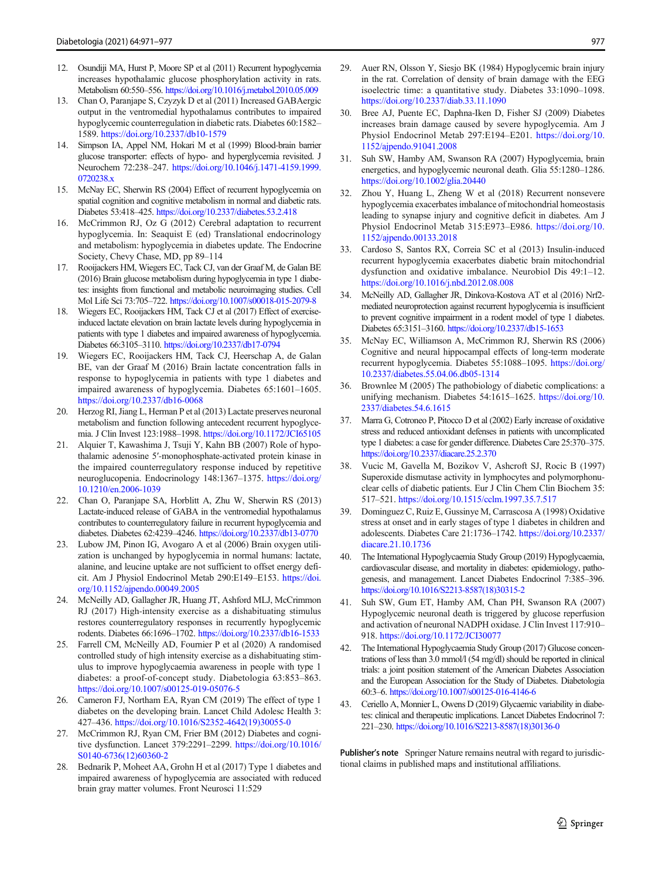12. Osundiji MA, Hurst P, Moore SP et al (2011) Recurrent hypoglycemia increases hypothalamic glucose phosphorylation activity in rats. Metabolism 60:550–556. https://doi.org/10.1016/j.metabol.2010.05.009
13. Chan O, Paranjape S, Czyzyk D et al (2011) Increased GABAergic output in the ventromedial hypothalamus contributes to impaired hypoglycemic counterregulation in diabetic rats. Diabetes 60:1582–1589. https://doi.org/10.2337/db10-1579
14. Simpson IA, Appel NM, Hokari M et al (1999) Blood-brain barrier glucose transporter: effects of hypo- and hyperglycemia revisited. J Neurochem 72:238–247. https://doi.org/10.1046/j.1471-4159.1999.0720238.x
15. McNay EC, Sherwin RS (2004) Effect of recurrent hypoglycemia on spatial cognition and cognitive metabolism in normal and diabetic rats. Diabetes 53:418–425. https://doi.org/10.2337/diabetes.53.2.418
16. McCrimmon RJ, Oz G (2012) Cerebral adaptation to recurrent hypoglycemia. In: Seaquist E (ed) Translational endocrinology and metabolism: hypoglycemia in diabetes update. The Endocrine Society, Chevy Chase, MD, pp 89–114
17. Rooijackers HM, Wiegers EC, Tack CJ, van der Graaf M, de Galan BE (2016) Brain glucose metabolism during hypoglycemia in type 1 diabetes: insights from functional and metabolic neuroimaging studies. Cell Mol Life Sci 73:705–722. https://doi.org/10.1007/s00018-015-2079-8
18. Wiegers EC, Rooijackers HM, Tack CJ et al (2017) Effect of exercise-induced lactate elevation on brain lactate levels during hypoglycemia in patients with type 1 diabetes and impaired awareness of hypoglycemia. Diabetes 66:3105–3110. https://doi.org/10.2337/db17-0794
19. Wiegers EC, Rooijackers HM, Tack CJ, Heerschap A, de Galan BE, van der Graaf M (2016) Brain lactate concentration falls in response to hypoglycemia in patients with type 1 diabetes and impaired awareness of hypoglycemia. Diabetes 65:1601–1605. https://doi.org/10.2337/db16-0068
20. Herzog RI, Jiang L, Herman P et al (2013) Lactate preserves neuronal metabolism and function following antecedent recurrent hypoglycemia. J Clin Invest 123:1988–1998. https://doi.org/10.1172/JCI65105
21. Alquier T, Kawashima J, Tsuji Y, Kahn BB (2007) Role of hypothalamic adenosine 5′-monophosphate-activated protein kinase in the impaired counterregulatory response induced by repetitive neuroglucopenia. Endocrinology 148:1367–1375. https://doi.org/10.1210/en.2006-1039
22. Chan O, Paranjape SA, Horblitt A, Zhu W, Sherwin RS (2013) Lactate-induced release of GABA in the ventromedial hypothalamus contributes to counterregulatory failure in recurrent hypoglycemia and diabetes. Diabetes 62:4239–4246. https://doi.org/10.2337/db13-0770
23. Lubow JM, Pinon IG, Avogaro A et al (2006) Brain oxygen utilization is unchanged by hypoglycemia in normal humans: lactate, alanine, and leucine uptake are not sufficient to offset energy deficit. Am J Physiol Endocrinol Metab 290:E149–E153. https://doi.org/10.1152/ajpendo.00049.2005
24. McNeilly AD, Gallagher JR, Huang JT, Ashford MLJ, McCrimmon RJ (2017) High-intensity exercise as a dishabituating stimulus restores counterregulatory responses in recurrently hypoglycemic rodents. Diabetes 66:1696–1702. https://doi.org/10.2337/db16-1533
25. Farrell CM, McNeilly AD, Fournier P et al (2020) A randomised controlled study of high intensity exercise as a dishabituating stimulus to improve hypoglycaemia awareness in people with type 1 diabetes: a proof-of-concept study. Diabetologia 63:853–863. https://doi.org/10.1007/s00125-019-05076-5
26. Cameron FJ, Northam EA, Ryan CM (2019) The effect of type 1 diabetes on the developing brain. Lancet Child Adolesc Health 3:427–436. https://doi.org/10.1016/S2352-4642(19)30055-0
27. McCrimmon RJ, Ryan CM, Frier BM (2012) Diabetes and cognitive dysfunction. Lancet 379:2291–2299. https://doi.org/10.1016/S0140-6736(12)60360-2
28. Bednarik P, Moheet AA, Grohn H et al (2017) Type 1 diabetes and impaired awareness of hypoglycemia are associated with reduced brain gray matter volumes. Front Neurosci 11:529
29. Auer RN, Olsson Y, Siesjo BK (1984) Hypoglycemic brain injury in the rat. Correlation of density of brain damage with the EEG isoelectric time: a quantitative study. Diabetes 33:1090–1098. https://doi.org/10.2337/diab.33.11.1090
30. Bree AJ, Puente EC, Daphna-Iken D, Fisher SJ (2009) Diabetes increases brain damage caused by severe hypoglycemia. Am J Physiol Endocrinol Metab 297:E194–E201. https://doi.org/10.1152/ajpendo.91041.2008
31. Suh SW, Hamby AM, Swanson RA (2007) Hypoglycemia, brain energetics, and hypoglycemic neuronal death. Glia 55:1280–1286. https://doi.org/10.1002/glia.20440
32. Zhou Y, Huang L, Zheng W et al (2018) Recurrent nonsevere hypoglycemia exacerbates imbalance of mitochondrial homeostasis leading to synapse injury and cognitive deficit in diabetes. Am J Physiol Endocrinol Metab 315:E973–E986. https://doi.org/10.1152/ajpendo.00133.2018
33. Cardoso S, Santos RX, Correia SC et al (2013) Insulin-induced recurrent hypoglycemia exacerbates diabetic brain mitochondrial dysfunction and oxidative imbalance. Neurobiol Dis 49:1–12. https://doi.org/10.1016/j.nbd.2012.08.008
34. McNeilly AD, Gallagher JR, Dinkova-Kostova AT et al (2016) Nrf2-mediated neuroprotection against recurrent hypoglycemia is insufficient to prevent cognitive impairment in a rodent model of type 1 diabetes. Diabetes 65:3151–3160. https://doi.org/10.2337/db15-1653
35. McNay EC, Williamson A, McCrimmon RJ, Sherwin RS (2006) Cognitive and neural hippocampal effects of long-term moderate recurrent hypoglycemia. Diabetes 55:1088–1095. https://doi.org/10.2337/diabetes.55.04.06.db05-1314
36. Brownlee M (2005) The pathobiology of diabetic complications: a unifying mechanism. Diabetes 54:1615–1625. https://doi.org/10.2337/diabetes.54.6.1615
37. Marra G, Cotroneo P, Pitocco D et al (2002) Early increase of oxidative stress and reduced antioxidant defenses in patients with uncomplicated type 1 diabetes: a case for gender difference. Diabetes Care 25:370–375. https://doi.org/10.2337/diacare.25.2.370
38. Vucic M, Gavella M, Bozikov V, Ashcroft SJ, Rocic B (1997) Superoxide dismutase activity in lymphocytes and polymorphonuclear cells of diabetic patients. Eur J Clin Chem Clin Biochem 35:517–521. https://doi.org/10.1515/cclm.1997.35.7.517
39. Dominguez C, Ruiz E, Gussinye M, Carrascosa A (1998) Oxidative stress at onset and in early stages of type 1 diabetes in children and adolescents. Diabetes Care 21:1736–1742. https://doi.org/10.2337/diacare.21.10.1736
40. The International Hypoglycaemia Study Group (2019) Hypoglycaemia, cardiovascular disease, and mortality in diabetes: epidemiology, pathogenesis, and management. Lancet Diabetes Endocrinol 7:385–396. https://doi.org/10.1016/S2213-8587(18)30315-2
41. Suh SW, Gum ET, Hamby AM, Chan PH, Swanson RA (2007) Hypoglycemic neuronal death is triggered by glucose reperfusion and activation of neuronal NADPH oxidase. J Clin Invest 117:910–918. https://doi.org/10.1172/JCI30077
42. The International Hypoglycaemia Study Group (2017) Glucose concentrations of less than 3.0 mmol/l (54 mg/dl) should be reported in clinical trials: a joint position statement of the American Diabetes Association and the European Association for the Study of Diabetes. Diabetologia 60:3–6. https://doi.org/10.1007/s00125-016-4146-6
43. Ceriello A, Monnier L, Owens D (2019) Glycaemic variability in diabetes: clinical and therapeutic implications. Lancet Diabetes Endocrinol 7:221–230. https://doi.org/10.1016/S2213-8587(18)30136-0

**Publisher's note** Springer Nature remains neutral with regard to jurisdictional claims in published maps and institutional affiliations.